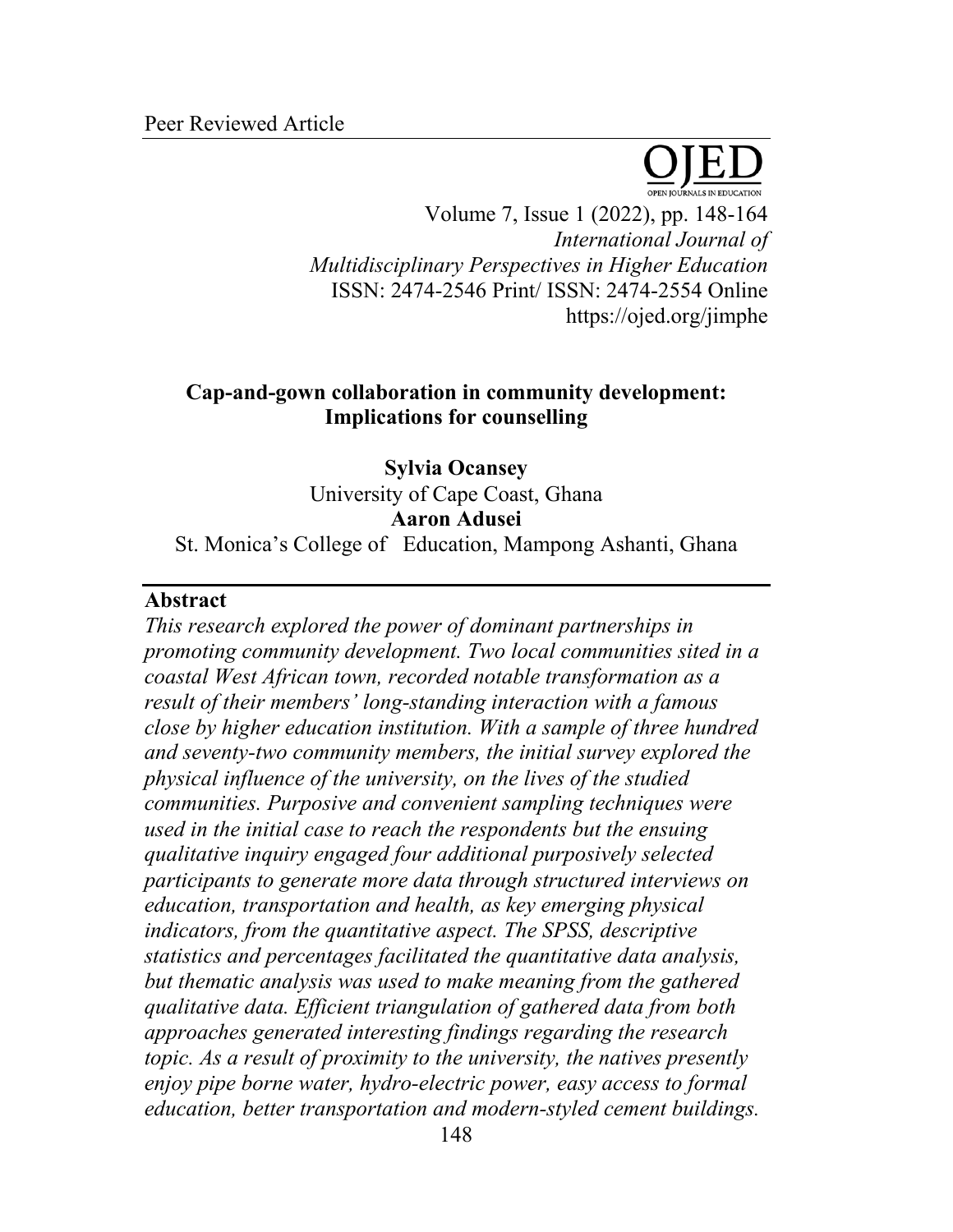Peer Reviewed Article

# Cap-and-gown collaboration in community development: Implications for counselling

**Sylvia Ocansey**
University of Cape Coast, Ghana
**Aaron Adusei**
St. Monica's College of Education, Mampong Ashanti, Ghana

## Abstract

*This research explored the power of dominant partnerships in promoting community development. Two local communities sited in a coastal West African town, recorded notable transformation as a result of their members' long-standing interaction with a famous close by higher education institution. With a sample of three hundred and seventy-two community members, the initial survey explored the physical influence of the university, on the lives of the studied communities. Purposive and convenient sampling techniques were used in the initial case to reach the respondents but the ensuing qualitative inquiry engaged four additional purposively selected participants to generate more data through structured interviews on education, transportation and health, as key emerging physical indicators, from the quantitative aspect. The SPSS, descriptive statistics and percentages facilitated the quantitative data analysis, but thematic analysis was used to make meaning from the gathered qualitative data. Efficient triangulation of gathered data from both approaches generated interesting findings regarding the research topic. As a result of proximity to the university, the natives presently enjoy pipe borne water, hydro-electric power, easy access to formal education, better transportation and modern-styled cement buildings.*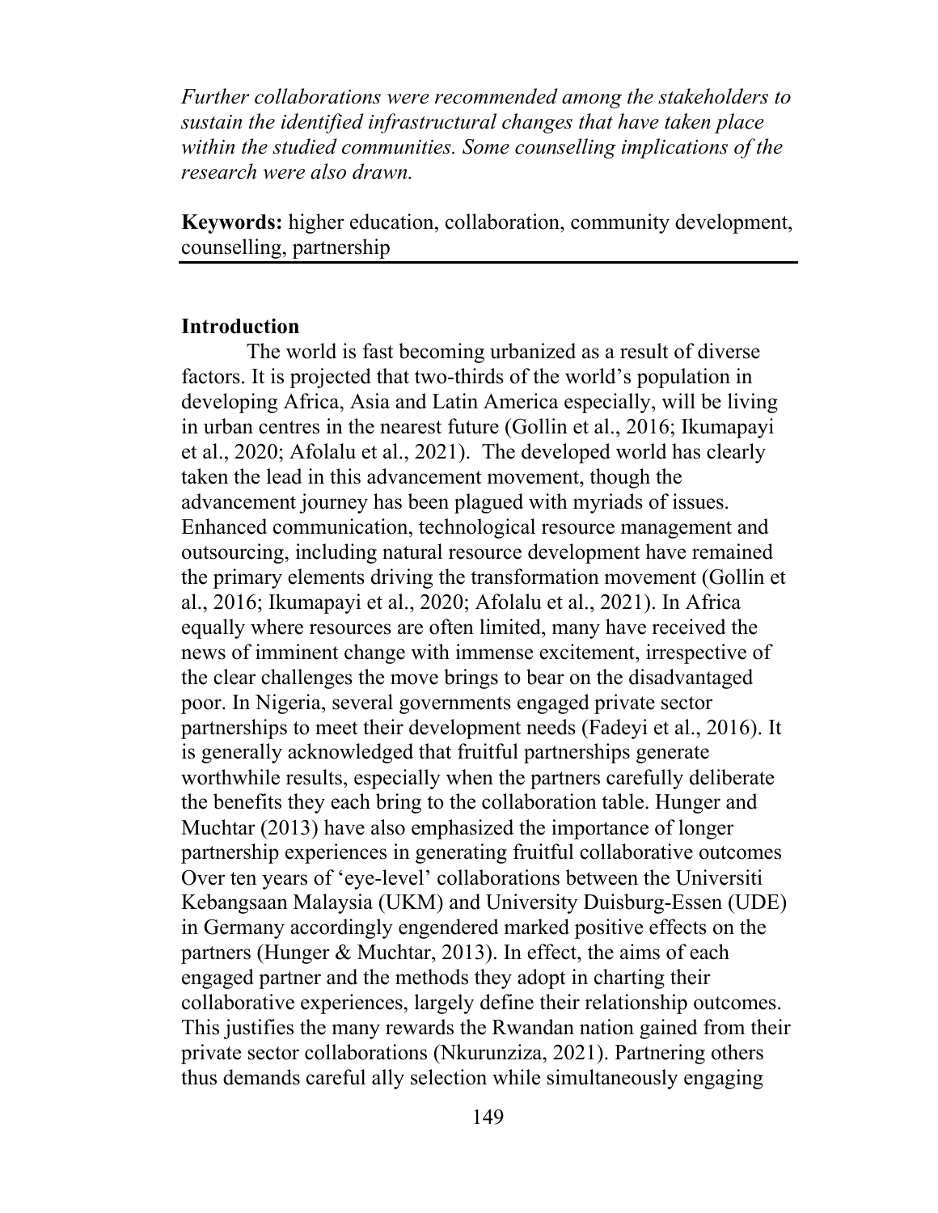*Further collaborations were recommended among the stakeholders to sustain the identified infrastructural changes that have taken place within the studied communities. Some counselling implications of the research were also drawn.*

**Keywords:** higher education, collaboration, community development, counselling, partnership

## Introduction

The world is fast becoming urbanized as a result of diverse factors. It is projected that two-thirds of the world's population in developing Africa, Asia and Latin America especially, will be living in urban centres in the nearest future (Gollin et al., 2016; Ikumapayi et al., 2020; Afolalu et al., 2021). The developed world has clearly taken the lead in this advancement movement, though the advancement journey has been plagued with myriads of issues. Enhanced communication, technological resource management and outsourcing, including natural resource development have remained the primary elements driving the transformation movement (Gollin et al., 2016; Ikumapayi et al., 2020; Afolalu et al., 2021). In Africa equally where resources are often limited, many have received the news of imminent change with immense excitement, irrespective of the clear challenges the move brings to bear on the disadvantaged poor. In Nigeria, several governments engaged private sector partnerships to meet their development needs (Fadeyi et al., 2016). It is generally acknowledged that fruitful partnerships generate worthwhile results, especially when the partners carefully deliberate the benefits they each bring to the collaboration table. Hunger and Muchtar (2013) have also emphasized the importance of longer partnership experiences in generating fruitful collaborative outcomes Over ten years of 'eye-level' collaborations between the Universiti Kebangsaan Malaysia (UKM) and University Duisburg-Essen (UDE) in Germany accordingly engendered marked positive effects on the partners (Hunger & Muchtar, 2013). In effect, the aims of each engaged partner and the methods they adopt in charting their collaborative experiences, largely define their relationship outcomes. This justifies the many rewards the Rwandan nation gained from their private sector collaborations (Nkurunziza, 2021). Partnering others thus demands careful ally selection while simultaneously engaging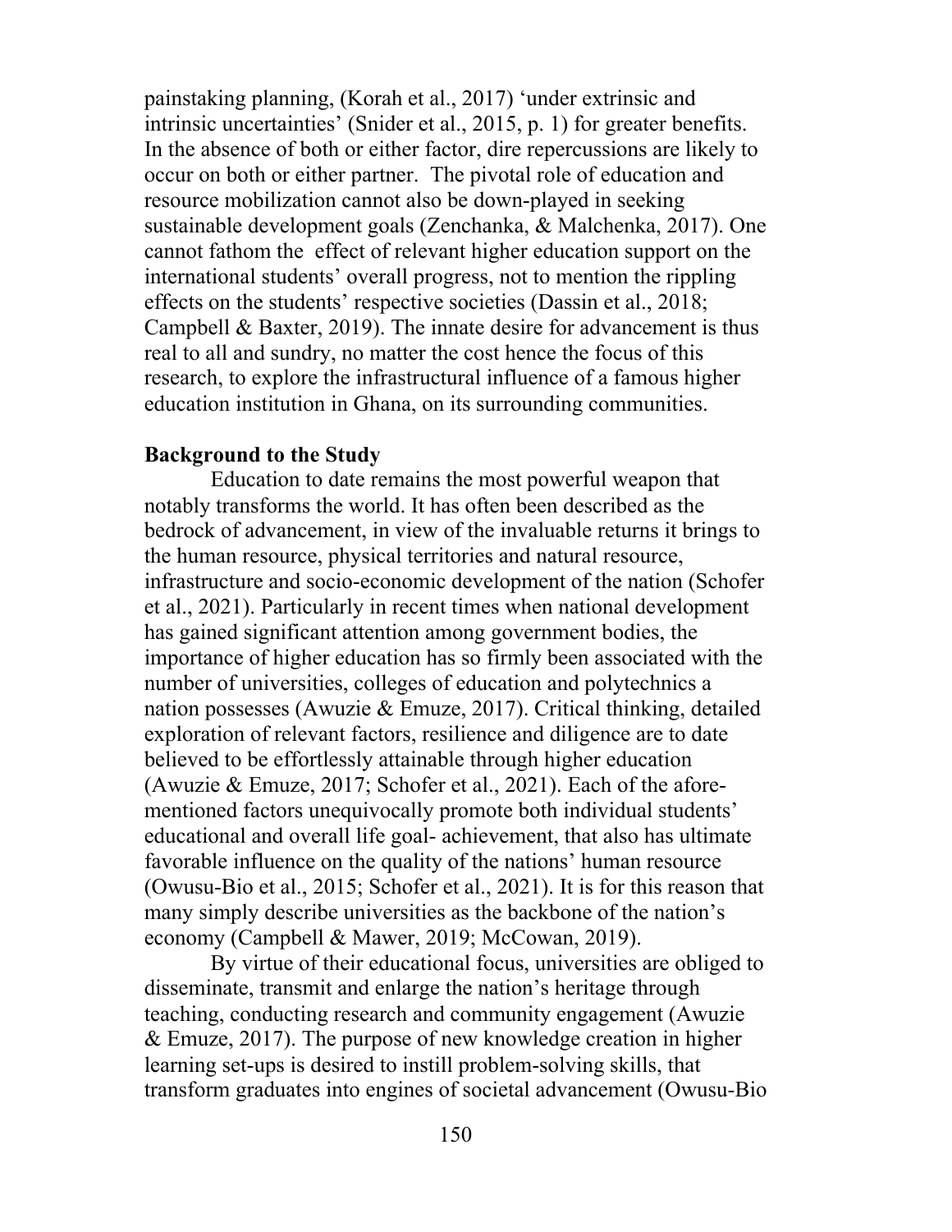painstaking planning, (Korah et al., 2017) 'under extrinsic and intrinsic uncertainties' (Snider et al., 2015, p. 1) for greater benefits. In the absence of both or either factor, dire repercussions are likely to occur on both or either partner. The pivotal role of education and resource mobilization cannot also be down-played in seeking sustainable development goals (Zenchanka, & Malchenka, 2017). One cannot fathom the effect of relevant higher education support on the international students' overall progress, not to mention the rippling effects on the students' respective societies (Dassin et al., 2018; Campbell & Baxter, 2019). The innate desire for advancement is thus real to all and sundry, no matter the cost hence the focus of this research, to explore the infrastructural influence of a famous higher education institution in Ghana, on its surrounding communities.

**Background to the Study**

Education to date remains the most powerful weapon that notably transforms the world. It has often been described as the bedrock of advancement, in view of the invaluable returns it brings to the human resource, physical territories and natural resource, infrastructure and socio-economic development of the nation (Schofer et al., 2021). Particularly in recent times when national development has gained significant attention among government bodies, the importance of higher education has so firmly been associated with the number of universities, colleges of education and polytechnics a nation possesses (Awuzie & Emuze, 2017). Critical thinking, detailed exploration of relevant factors, resilience and diligence are to date believed to be effortlessly attainable through higher education (Awuzie & Emuze, 2017; Schofer et al., 2021). Each of the afore-mentioned factors unequivocally promote both individual students' educational and overall life goal- achievement, that also has ultimate favorable influence on the quality of the nations' human resource (Owusu-Bio et al., 2015; Schofer et al., 2021). It is for this reason that many simply describe universities as the backbone of the nation's economy (Campbell & Mawer, 2019; McCowan, 2019).

By virtue of their educational focus, universities are obliged to disseminate, transmit and enlarge the nation's heritage through teaching, conducting research and community engagement (Awuzie & Emuze, 2017). The purpose of new knowledge creation in higher learning set-ups is desired to instill problem-solving skills, that transform graduates into engines of societal advancement (Owusu-Bio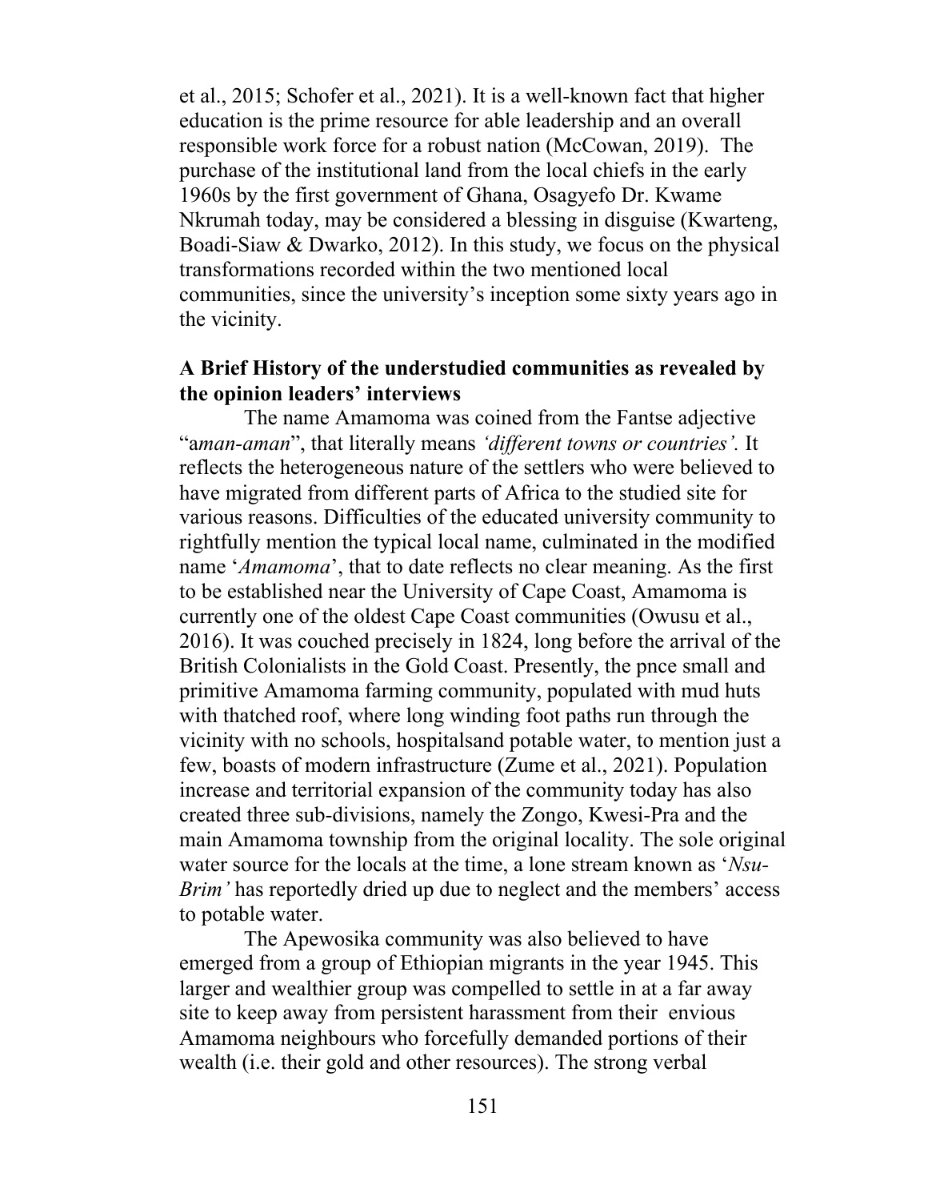et al., 2015; Schofer et al., 2021). It is a well-known fact that higher education is the prime resource for able leadership and an overall responsible work force for a robust nation (McCowan, 2019). The purchase of the institutional land from the local chiefs in the early 1960s by the first government of Ghana, Osagyefo Dr. Kwame Nkrumah today, may be considered a blessing in disguise (Kwarteng, Boadi-Siaw & Dwarko, 2012). In this study, we focus on the physical transformations recorded within the two mentioned local communities, since the university's inception some sixty years ago in the vicinity.

## A Brief History of the understudied communities as revealed by the opinion leaders' interviews

The name Amamoma was coined from the Fantse adjective "a*man-aman*", that literally means *'different towns or countries'.* It reflects the heterogeneous nature of the settlers who were believed to have migrated from different parts of Africa to the studied site for various reasons. Difficulties of the educated university community to rightfully mention the typical local name, culminated in the modified name '*Amamoma*', that to date reflects no clear meaning. As the first to be established near the University of Cape Coast, Amamoma is currently one of the oldest Cape Coast communities (Owusu et al., 2016). It was couched precisely in 1824, long before the arrival of the British Colonialists in the Gold Coast. Presently, the pnce small and primitive Amamoma farming community, populated with mud huts with thatched roof, where long winding foot paths run through the vicinity with no schools, hospitalsand potable water, to mention just a few, boasts of modern infrastructure (Zume et al., 2021). Population increase and territorial expansion of the community today has also created three sub-divisions, namely the Zongo, Kwesi-Pra and the main Amamoma township from the original locality. The sole original water source for the locals at the time, a lone stream known as '*Nsu-Brim'* has reportedly dried up due to neglect and the members' access to potable water.

The Apewosika community was also believed to have emerged from a group of Ethiopian migrants in the year 1945. This larger and wealthier group was compelled to settle in at a far away site to keep away from persistent harassment from their envious Amamoma neighbours who forcefully demanded portions of their wealth (i.e. their gold and other resources). The strong verbal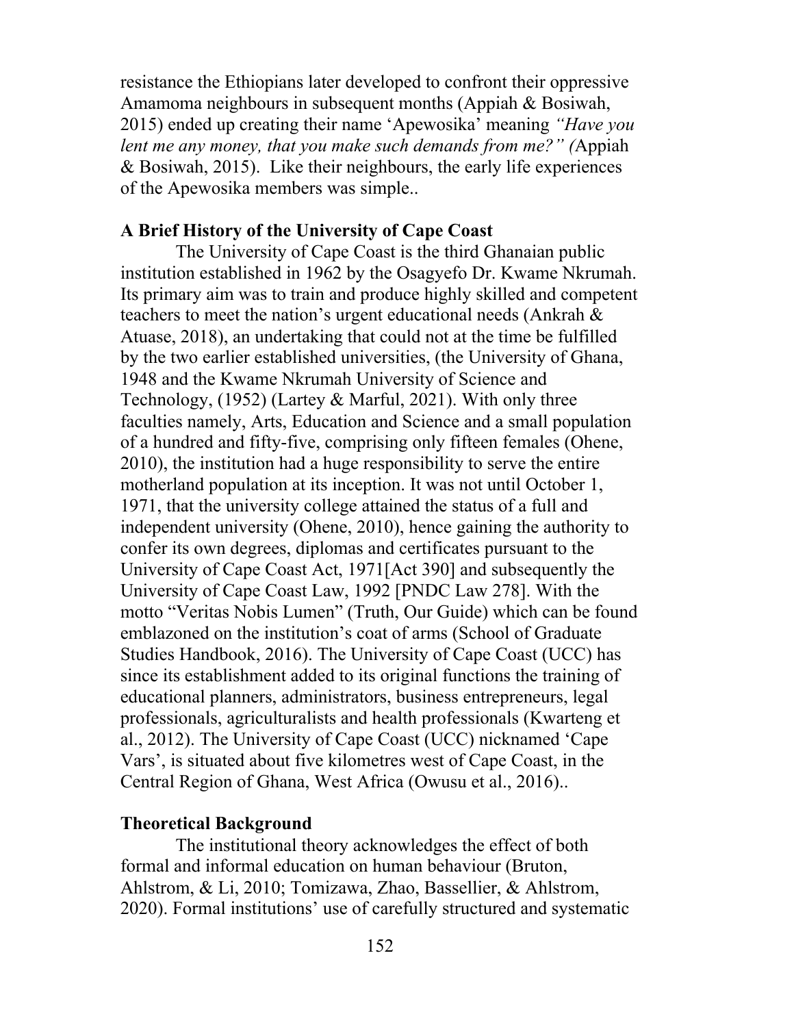resistance the Ethiopians later developed to confront their oppressive Amamoma neighbours in subsequent months (Appiah & Bosiwah, 2015) ended up creating their name 'Apewosika' meaning *"Have you lent me any money, that you make such demands from me?" (*Appiah & Bosiwah, 2015). Like their neighbours, the early life experiences of the Apewosika members was simple..

## A Brief History of the University of Cape Coast

The University of Cape Coast is the third Ghanaian public institution established in 1962 by the Osagyefo Dr. Kwame Nkrumah. Its primary aim was to train and produce highly skilled and competent teachers to meet the nation's urgent educational needs (Ankrah & Atuase, 2018), an undertaking that could not at the time be fulfilled by the two earlier established universities, (the University of Ghana, 1948 and the Kwame Nkrumah University of Science and Technology, (1952) (Lartey & Marful, 2021). With only three faculties namely, Arts, Education and Science and a small population of a hundred and fifty-five, comprising only fifteen females (Ohene, 2010), the institution had a huge responsibility to serve the entire motherland population at its inception. It was not until October 1, 1971, that the university college attained the status of a full and independent university (Ohene, 2010), hence gaining the authority to confer its own degrees, diplomas and certificates pursuant to the University of Cape Coast Act, 1971[Act 390] and subsequently the University of Cape Coast Law, 1992 [PNDC Law 278]. With the motto "Veritas Nobis Lumen" (Truth, Our Guide) which can be found emblazoned on the institution's coat of arms (School of Graduate Studies Handbook, 2016). The University of Cape Coast (UCC) has since its establishment added to its original functions the training of educational planners, administrators, business entrepreneurs, legal professionals, agriculturalists and health professionals (Kwarteng et al., 2012). The University of Cape Coast (UCC) nicknamed 'Cape Vars', is situated about five kilometres west of Cape Coast, in the Central Region of Ghana, West Africa (Owusu et al., 2016)..

## Theoretical Background

The institutional theory acknowledges the effect of both formal and informal education on human behaviour (Bruton, Ahlstrom, & Li, 2010; Tomizawa, Zhao, Bassellier, & Ahlstrom, 2020). Formal institutions' use of carefully structured and systematic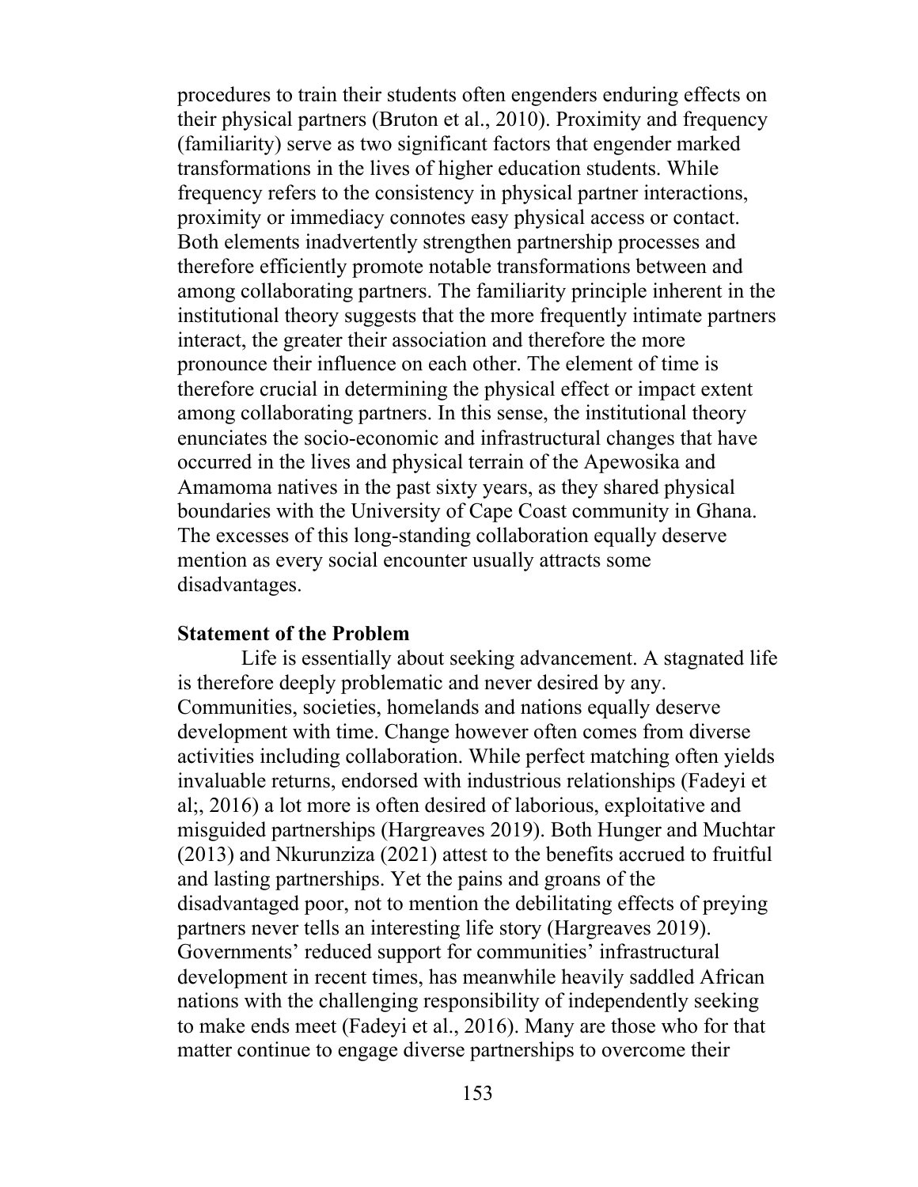procedures to train their students often engenders enduring effects on their physical partners (Bruton et al., 2010). Proximity and frequency (familiarity) serve as two significant factors that engender marked transformations in the lives of higher education students. While frequency refers to the consistency in physical partner interactions, proximity or immediacy connotes easy physical access or contact. Both elements inadvertently strengthen partnership processes and therefore efficiently promote notable transformations between and among collaborating partners. The familiarity principle inherent in the institutional theory suggests that the more frequently intimate partners interact, the greater their association and therefore the more pronounce their influence on each other. The element of time is therefore crucial in determining the physical effect or impact extent among collaborating partners. In this sense, the institutional theory enunciates the socio-economic and infrastructural changes that have occurred in the lives and physical terrain of the Apewosika and Amamoma natives in the past sixty years, as they shared physical boundaries with the University of Cape Coast community in Ghana. The excesses of this long-standing collaboration equally deserve mention as every social encounter usually attracts some disadvantages.

**Statement of the Problem**

Life is essentially about seeking advancement. A stagnated life is therefore deeply problematic and never desired by any. Communities, societies, homelands and nations equally deserve development with time. Change however often comes from diverse activities including collaboration. While perfect matching often yields invaluable returns, endorsed with industrious relationships (Fadeyi et al;, 2016) a lot more is often desired of laborious, exploitative and misguided partnerships (Hargreaves 2019). Both Hunger and Muchtar (2013) and Nkurunziza (2021) attest to the benefits accrued to fruitful and lasting partnerships. Yet the pains and groans of the disadvantaged poor, not to mention the debilitating effects of preying partners never tells an interesting life story (Hargreaves 2019). Governments' reduced support for communities' infrastructural development in recent times, has meanwhile heavily saddled African nations with the challenging responsibility of independently seeking to make ends meet (Fadeyi et al., 2016). Many are those who for that matter continue to engage diverse partnerships to overcome their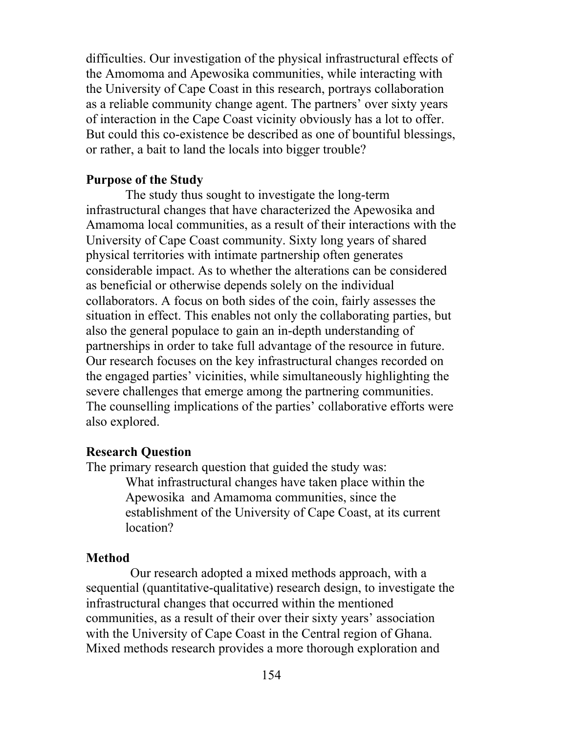difficulties. Our investigation of the physical infrastructural effects of the Amomoma and Apewosika communities, while interacting with the University of Cape Coast in this research, portrays collaboration as a reliable community change agent. The partners' over sixty years of interaction in the Cape Coast vicinity obviously has a lot to offer. But could this co-existence be described as one of bountiful blessings, or rather, a bait to land the locals into bigger trouble?

## Purpose of the Study

The study thus sought to investigate the long-term infrastructural changes that have characterized the Apewosika and Amamoma local communities, as a result of their interactions with the University of Cape Coast community. Sixty long years of shared physical territories with intimate partnership often generates considerable impact. As to whether the alterations can be considered as beneficial or otherwise depends solely on the individual collaborators. A focus on both sides of the coin, fairly assesses the situation in effect. This enables not only the collaborating parties, but also the general populace to gain an in-depth understanding of partnerships in order to take full advantage of the resource in future. Our research focuses on the key infrastructural changes recorded on the engaged parties' vicinities, while simultaneously highlighting the severe challenges that emerge among the partnering communities. The counselling implications of the parties' collaborative efforts were also explored.

## Research Question

The primary research question that guided the study was:

> What infrastructural changes have taken place within the Apewosika and Amamoma communities, since the establishment of the University of Cape Coast, at its current location?

## Method

Our research adopted a mixed methods approach, with a sequential (quantitative-qualitative) research design, to investigate the infrastructural changes that occurred within the mentioned communities, as a result of their over their sixty years' association with the University of Cape Coast in the Central region of Ghana. Mixed methods research provides a more thorough exploration and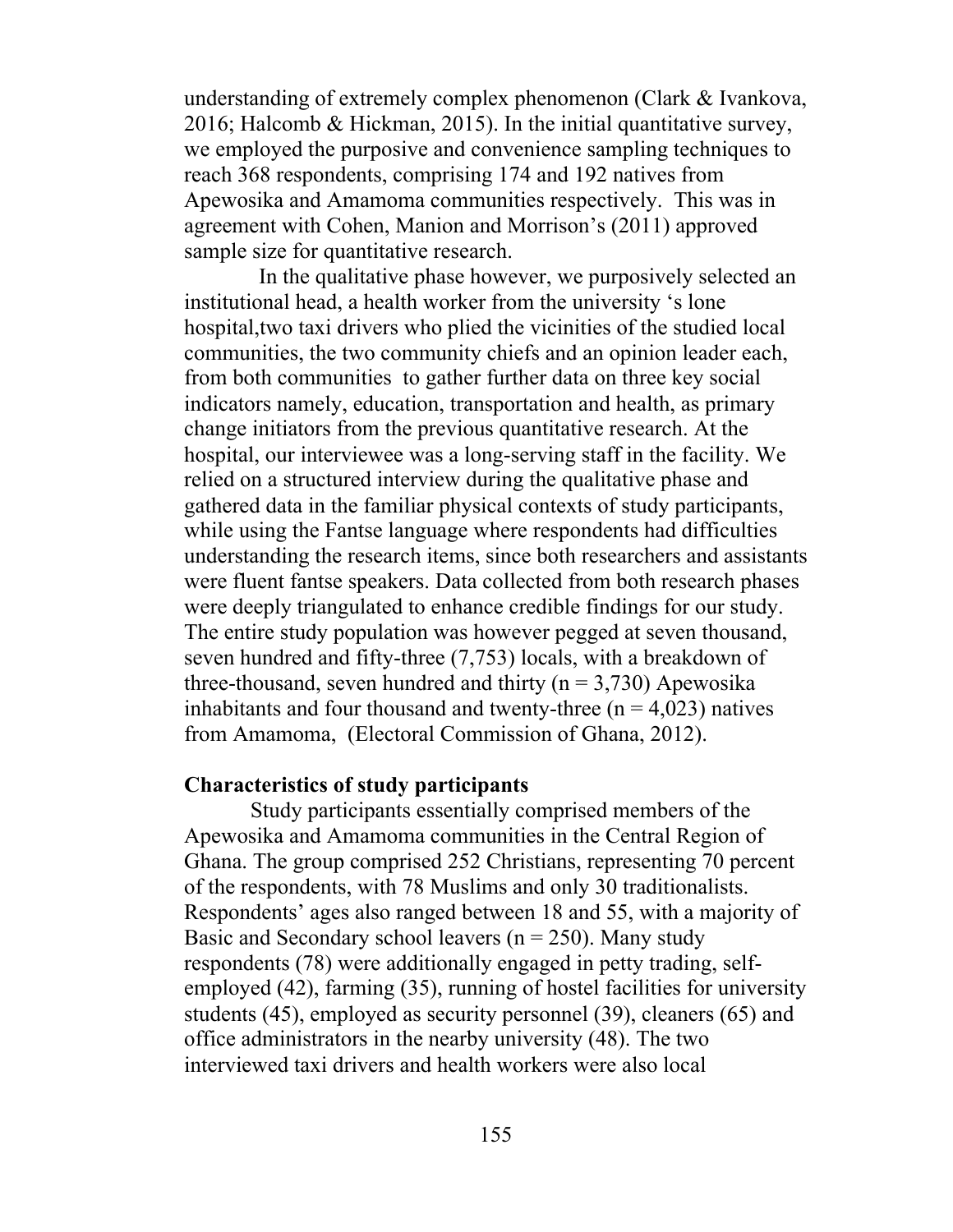understanding of extremely complex phenomenon (Clark & Ivankova, 2016; Halcomb & Hickman, 2015). In the initial quantitative survey, we employed the purposive and convenience sampling techniques to reach 368 respondents, comprising 174 and 192 natives from Apewosika and Amamoma communities respectively. This was in agreement with Cohen, Manion and Morrison's (2011) approved sample size for quantitative research.

In the qualitative phase however, we purposively selected an institutional head, a health worker from the university 's lone hospital,two taxi drivers who plied the vicinities of the studied local communities, the two community chiefs and an opinion leader each, from both communities to gather further data on three key social indicators namely, education, transportation and health, as primary change initiators from the previous quantitative research. At the hospital, our interviewee was a long-serving staff in the facility. We relied on a structured interview during the qualitative phase and gathered data in the familiar physical contexts of study participants, while using the Fantse language where respondents had difficulties understanding the research items, since both researchers and assistants were fluent fantse speakers. Data collected from both research phases were deeply triangulated to enhance credible findings for our study. The entire study population was however pegged at seven thousand, seven hundred and fifty-three (7,753) locals, with a breakdown of three-thousand, seven hundred and thirty (n = 3,730) Apewosika inhabitants and four thousand and twenty-three (n = 4,023) natives from Amamoma, (Electoral Commission of Ghana, 2012).

**Characteristics of study participants**

Study participants essentially comprised members of the Apewosika and Amamoma communities in the Central Region of Ghana. The group comprised 252 Christians, representing 70 percent of the respondents, with 78 Muslims and only 30 traditionalists. Respondents' ages also ranged between 18 and 55, with a majority of Basic and Secondary school leavers (n = 250). Many study respondents (78) were additionally engaged in petty trading, self-employed (42), farming (35), running of hostel facilities for university students (45), employed as security personnel (39), cleaners (65) and office administrators in the nearby university (48). The two interviewed taxi drivers and health workers were also local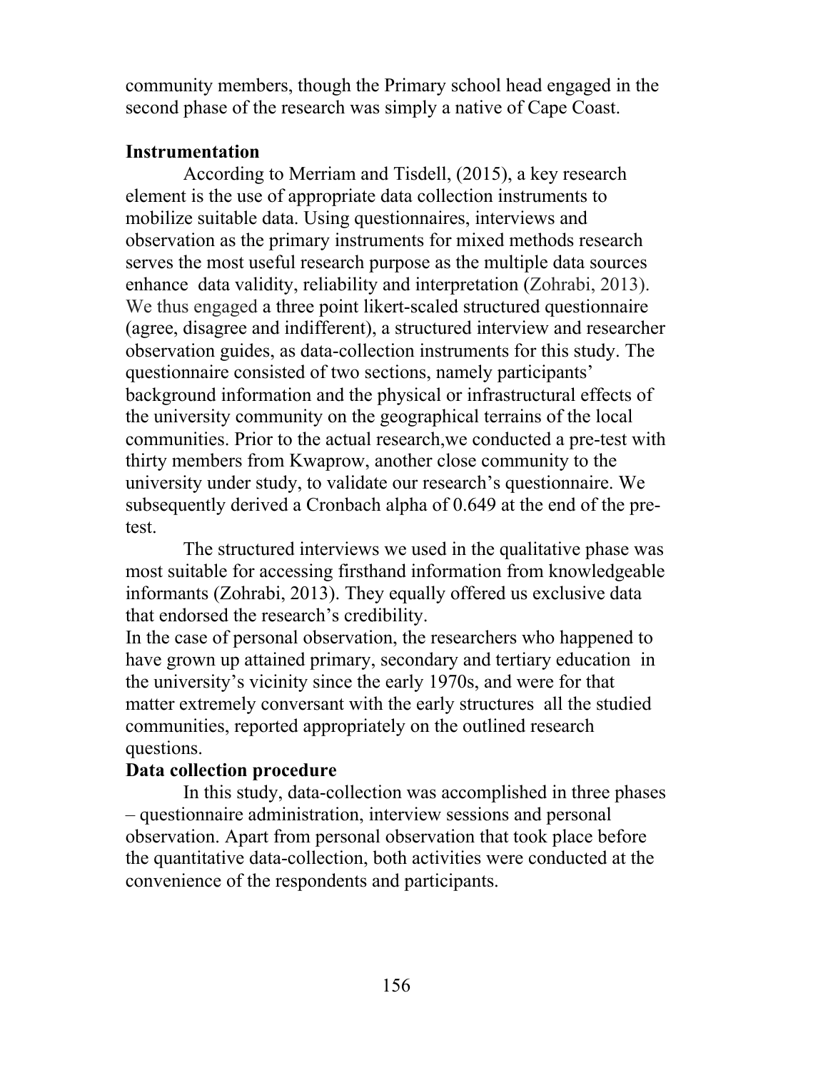community members, though the Primary school head engaged in the second phase of the research was simply a native of Cape Coast.

### Instrumentation

According to Merriam and Tisdell, (2015), a key research element is the use of appropriate data collection instruments to mobilize suitable data. Using questionnaires, interviews and observation as the primary instruments for mixed methods research serves the most useful research purpose as the multiple data sources enhance data validity, reliability and interpretation (Zohrabi, 2013). We thus engaged a three point likert-scaled structured questionnaire (agree, disagree and indifferent), a structured interview and researcher observation guides, as data-collection instruments for this study. The questionnaire consisted of two sections, namely participants' background information and the physical or infrastructural effects of the university community on the geographical terrains of the local communities. Prior to the actual research,we conducted a pre-test with thirty members from Kwaprow, another close community to the university under study, to validate our research's questionnaire. We subsequently derived a Cronbach alpha of 0.649 at the end of the pre-test.

The structured interviews we used in the qualitative phase was most suitable for accessing firsthand information from knowledgeable informants (Zohrabi, 2013). They equally offered us exclusive data that endorsed the research's credibility.

In the case of personal observation, the researchers who happened to have grown up attained primary, secondary and tertiary education in the university's vicinity since the early 1970s, and were for that matter extremely conversant with the early structures all the studied communities, reported appropriately on the outlined research questions.

### Data collection procedure

In this study, data-collection was accomplished in three phases – questionnaire administration, interview sessions and personal observation. Apart from personal observation that took place before the quantitative data-collection, both activities were conducted at the convenience of the respondents and participants.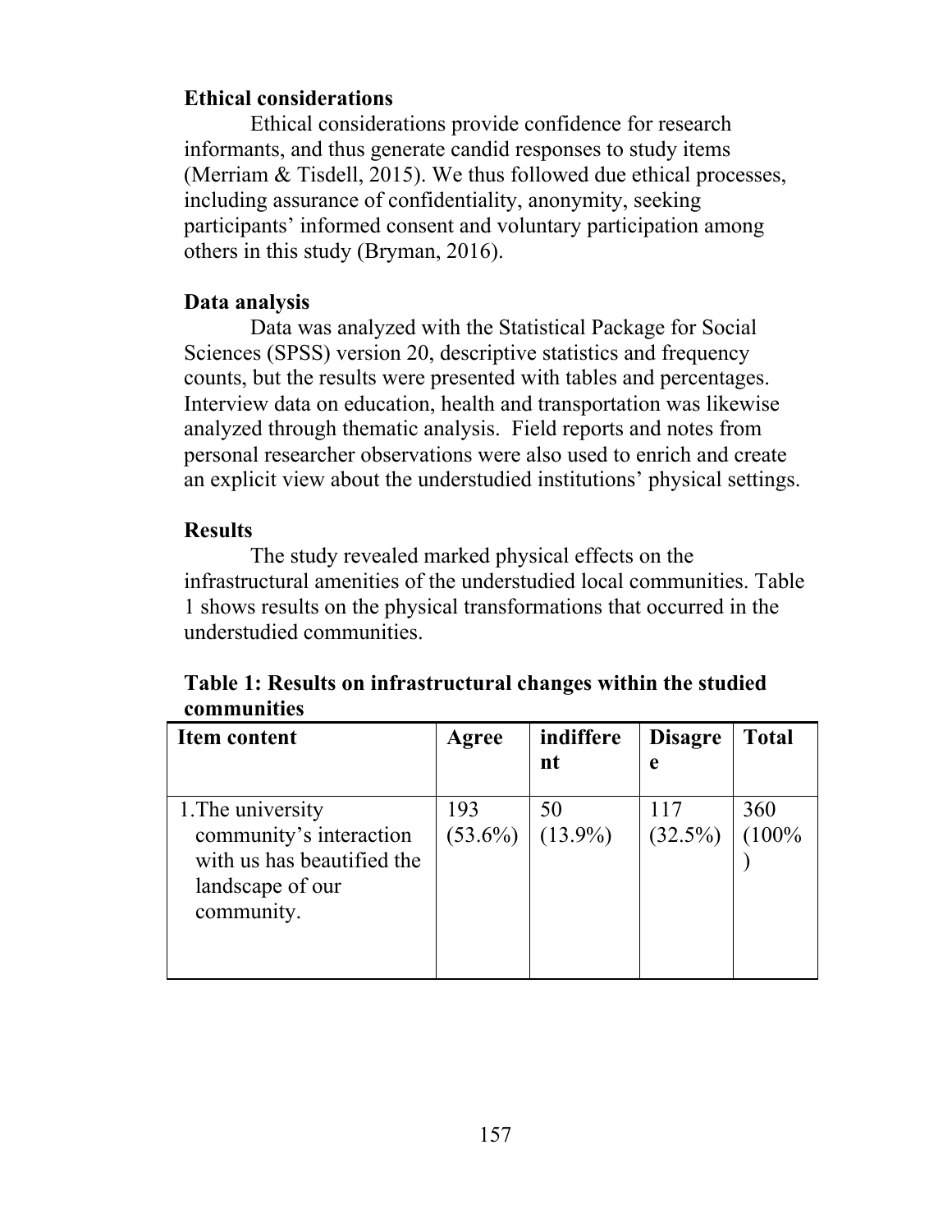### Ethical considerations

Ethical considerations provide confidence for research informants, and thus generate candid responses to study items (Merriam & Tisdell, 2015). We thus followed due ethical processes, including assurance of confidentiality, anonymity, seeking participants' informed consent and voluntary participation among others in this study (Bryman, 2016).

### Data analysis

Data was analyzed with the Statistical Package for Social Sciences (SPSS) version 20, descriptive statistics and frequency counts, but the results were presented with tables and percentages. Interview data on education, health and transportation was likewise analyzed through thematic analysis. Field reports and notes from personal researcher observations were also used to enrich and create an explicit view about the understudied institutions' physical settings.

### Results

The study revealed marked physical effects on the infrastructural amenities of the understudied local communities. Table 1 shows results on the physical transformations that occurred in the understudied communities.

**Table 1: Results on infrastructural changes within the studied communities**

| Item content | Agree | indifferent | Disagree | Total |
|---|---|---|---|---|
| 1. The university community's interaction with us has beautified the landscape of our community. | 193 (53.6%) | 50 (13.9%) | 117 (32.5%) | 360 (100%) |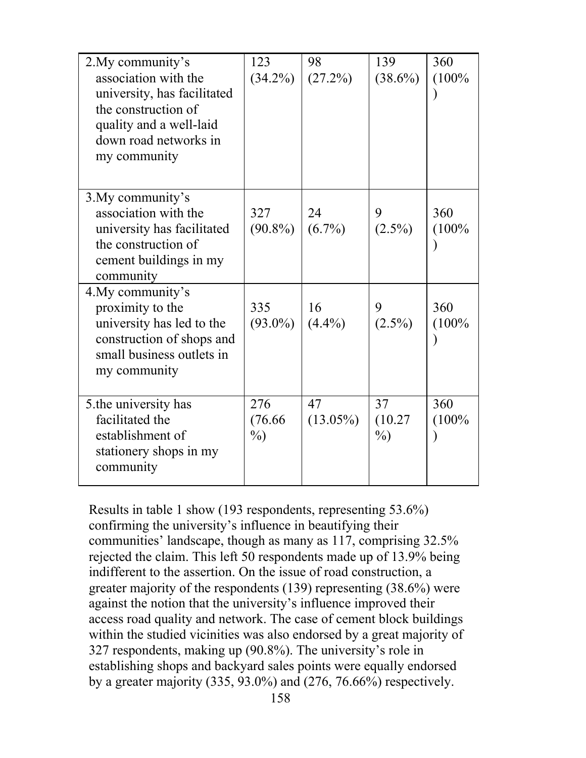| | | | | |
|---|---|---|---|---|
| 2.My community's association with the university, has facilitated the construction of quality and a well-laid down road networks in my community | 123 (34.2%) | 98 (27.2%) | 139 (38.6%) | 360 (100%) |
| 3.My community's association with the university has facilitated the construction of cement buildings in my community | 327 (90.8%) | 24 (6.7%) | 9 (2.5%) | 360 (100%) |
| 4.My community's proximity to the university has led to the construction of shops and small business outlets in my community | 335 (93.0%) | 16 (4.4%) | 9 (2.5%) | 360 (100%) |
| 5.the university has facilitated the establishment of stationery shops in my community | 276 (76.66 %) | 47 (13.05%) | 37 (10.27 %) | 360 (100%) |

Results in table 1 show (193 respondents, representing 53.6%) confirming the university's influence in beautifying their communities' landscape, though as many as 117, comprising 32.5% rejected the claim. This left 50 respondents made up of 13.9% being indifferent to the assertion. On the issue of road construction, a greater majority of the respondents (139) representing (38.6%) were against the notion that the university's influence improved their access road quality and network. The case of cement block buildings within the studied vicinities was also endorsed by a great majority of 327 respondents, making up (90.8%). The university's role in establishing shops and backyard sales points were equally endorsed by a greater majority (335, 93.0%) and (276, 76.66%) respectively.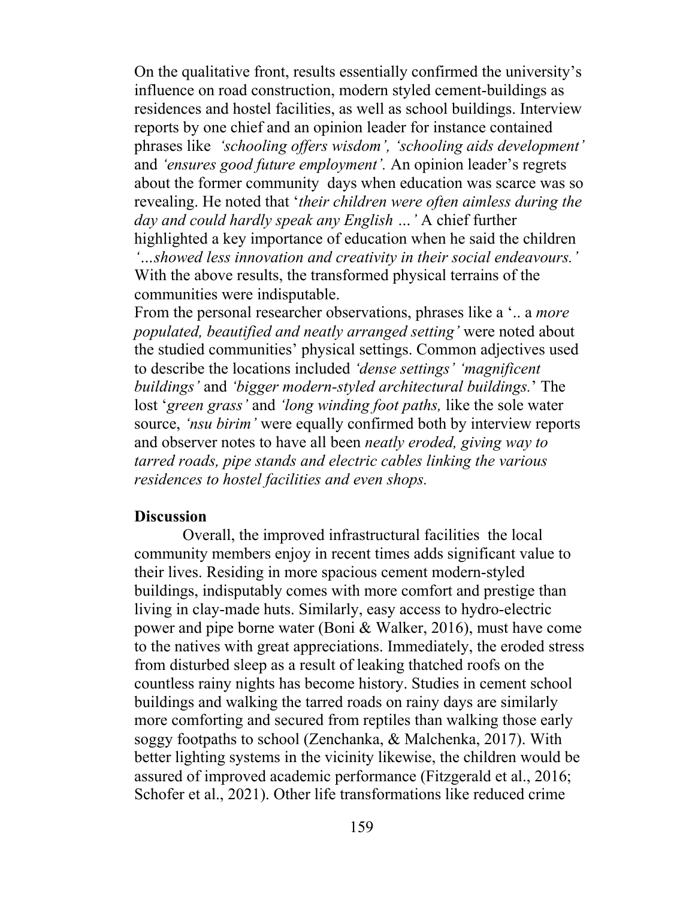On the qualitative front, results essentially confirmed the university's influence on road construction, modern styled cement-buildings as residences and hostel facilities, as well as school buildings. Interview reports by one chief and an opinion leader for instance contained phrases like *'schooling offers wisdom', 'schooling aids development'* and *'ensures good future employment'.* An opinion leader's regrets about the former community days when education was scarce was so revealing. He noted that '*their children were often aimless during the day and could hardly speak any English …'* A chief further highlighted a key importance of education when he said the children *'…showed less innovation and creativity in their social endeavours.'* With the above results, the transformed physical terrains of the communities were indisputable.

From the personal researcher observations, phrases like a '.. a *more populated, beautified and neatly arranged setting'* were noted about the studied communities' physical settings. Common adjectives used to describe the locations included *'dense settings' 'magnificent buildings'* and *'bigger modern-styled architectural buildings.*' The lost '*green grass'* and *'long winding foot paths,* like the sole water source, *'nsu birim'* were equally confirmed both by interview reports and observer notes to have all been *neatly eroded, giving way to tarred roads, pipe stands and electric cables linking the various residences to hostel facilities and even shops.*

## Discussion

Overall, the improved infrastructural facilities the local community members enjoy in recent times adds significant value to their lives. Residing in more spacious cement modern-styled buildings, indisputably comes with more comfort and prestige than living in clay-made huts. Similarly, easy access to hydro-electric power and pipe borne water (Boni & Walker, 2016), must have come to the natives with great appreciations. Immediately, the eroded stress from disturbed sleep as a result of leaking thatched roofs on the countless rainy nights has become history. Studies in cement school buildings and walking the tarred roads on rainy days are similarly more comforting and secured from reptiles than walking those early soggy footpaths to school (Zenchanka, & Malchenka, 2017). With better lighting systems in the vicinity likewise, the children would be assured of improved academic performance (Fitzgerald et al., 2016; Schofer et al., 2021). Other life transformations like reduced crime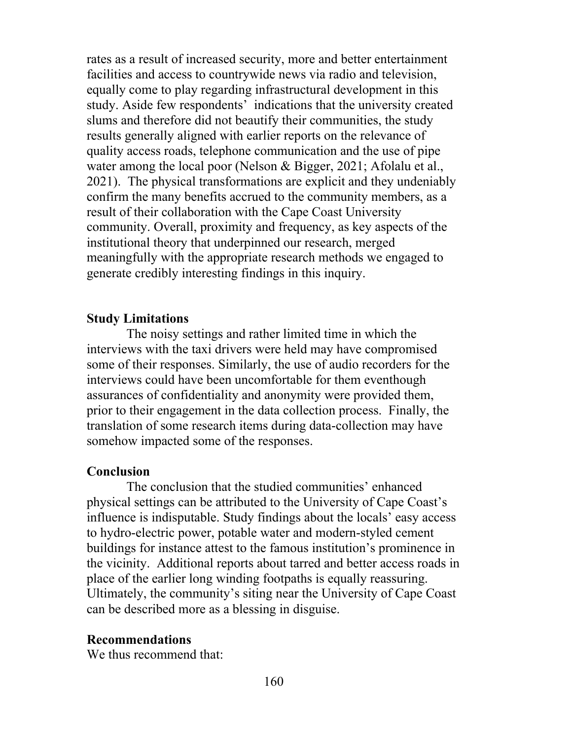rates as a result of increased security, more and better entertainment facilities and access to countrywide news via radio and television, equally come to play regarding infrastructural development in this study. Aside few respondents' indications that the university created slums and therefore did not beautify their communities, the study results generally aligned with earlier reports on the relevance of quality access roads, telephone communication and the use of pipe water among the local poor (Nelson & Bigger, 2021; Afolalu et al., 2021). The physical transformations are explicit and they undeniably confirm the many benefits accrued to the community members, as a result of their collaboration with the Cape Coast University community. Overall, proximity and frequency, as key aspects of the institutional theory that underpinned our research, merged meaningfully with the appropriate research methods we engaged to generate credibly interesting findings in this inquiry.

**Study Limitations**

The noisy settings and rather limited time in which the interviews with the taxi drivers were held may have compromised some of their responses. Similarly, the use of audio recorders for the interviews could have been uncomfortable for them eventhough assurances of confidentiality and anonymity were provided them, prior to their engagement in the data collection process. Finally, the translation of some research items during data-collection may have somehow impacted some of the responses.

**Conclusion**

The conclusion that the studied communities' enhanced physical settings can be attributed to the University of Cape Coast's influence is indisputable. Study findings about the locals' easy access to hydro-electric power, potable water and modern-styled cement buildings for instance attest to the famous institution's prominence in the vicinity. Additional reports about tarred and better access roads in place of the earlier long winding footpaths is equally reassuring. Ultimately, the community's siting near the University of Cape Coast can be described more as a blessing in disguise.

**Recommendations**

We thus recommend that: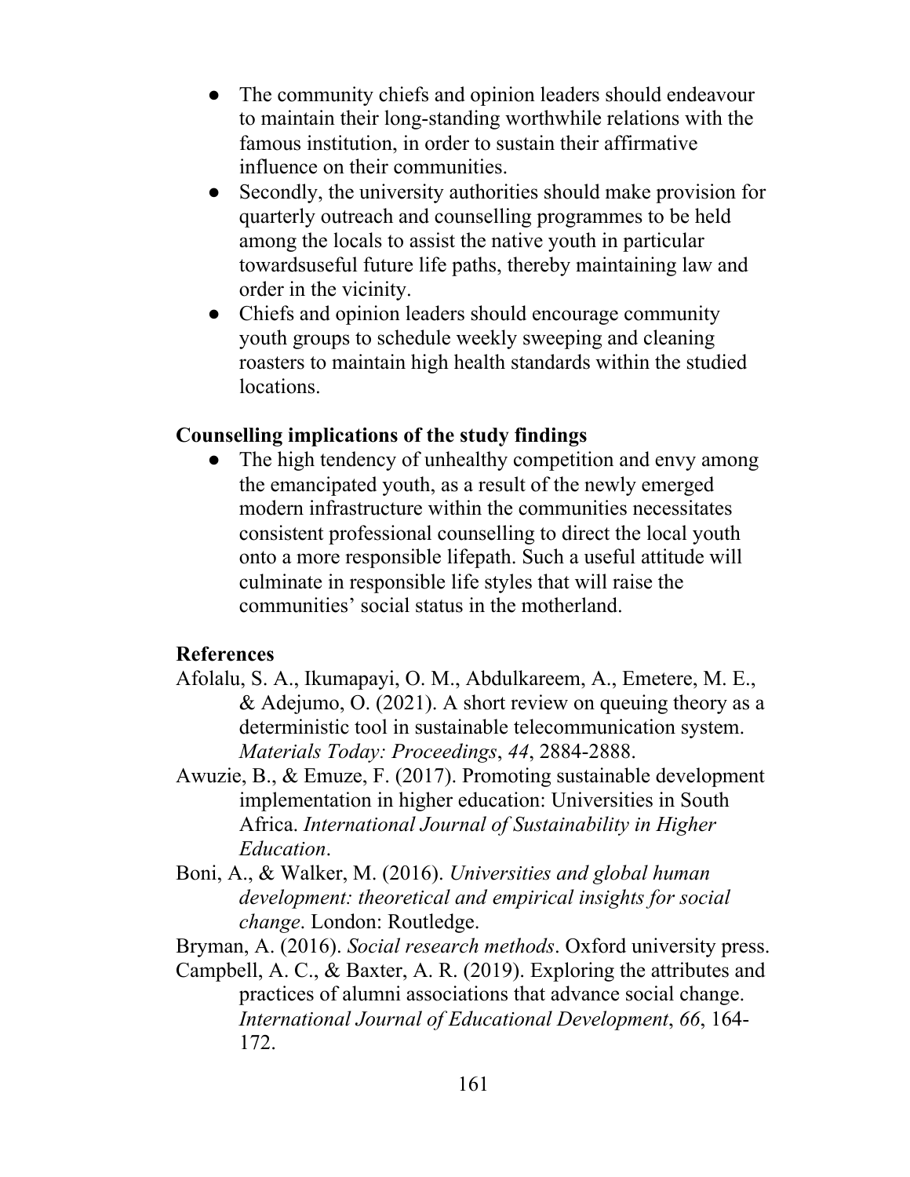- The community chiefs and opinion leaders should endeavour to maintain their long-standing worthwhile relations with the famous institution, in order to sustain their affirmative influence on their communities.
- Secondly, the university authorities should make provision for quarterly outreach and counselling programmes to be held among the locals to assist the native youth in particular towardsuseful future life paths, thereby maintaining law and order in the vicinity.
- Chiefs and opinion leaders should encourage community youth groups to schedule weekly sweeping and cleaning roasters to maintain high health standards within the studied locations.

**Counselling implications of the study findings**

- The high tendency of unhealthy competition and envy among the emancipated youth, as a result of the newly emerged modern infrastructure within the communities necessitates consistent professional counselling to direct the local youth onto a more responsible lifepath. Such a useful attitude will culminate in responsible life styles that will raise the communities' social status in the motherland.

**References**

Afolalu, S. A., Ikumapayi, O. M., Abdulkareem, A., Emetere, M. E., & Adejumo, O. (2021). A short review on queuing theory as a deterministic tool in sustainable telecommunication system. *Materials Today: Proceedings*, *44*, 2884-2888.

Awuzie, B., & Emuze, F. (2017). Promoting sustainable development implementation in higher education: Universities in South Africa. *International Journal of Sustainability in Higher Education*.

Boni, A., & Walker, M. (2016). *Universities and global human development: theoretical and empirical insights for social change*. London: Routledge.

Bryman, A. (2016). *Social research methods*. Oxford university press.

Campbell, A. C., & Baxter, A. R. (2019). Exploring the attributes and practices of alumni associations that advance social change. *International Journal of Educational Development*, *66*, 164-172.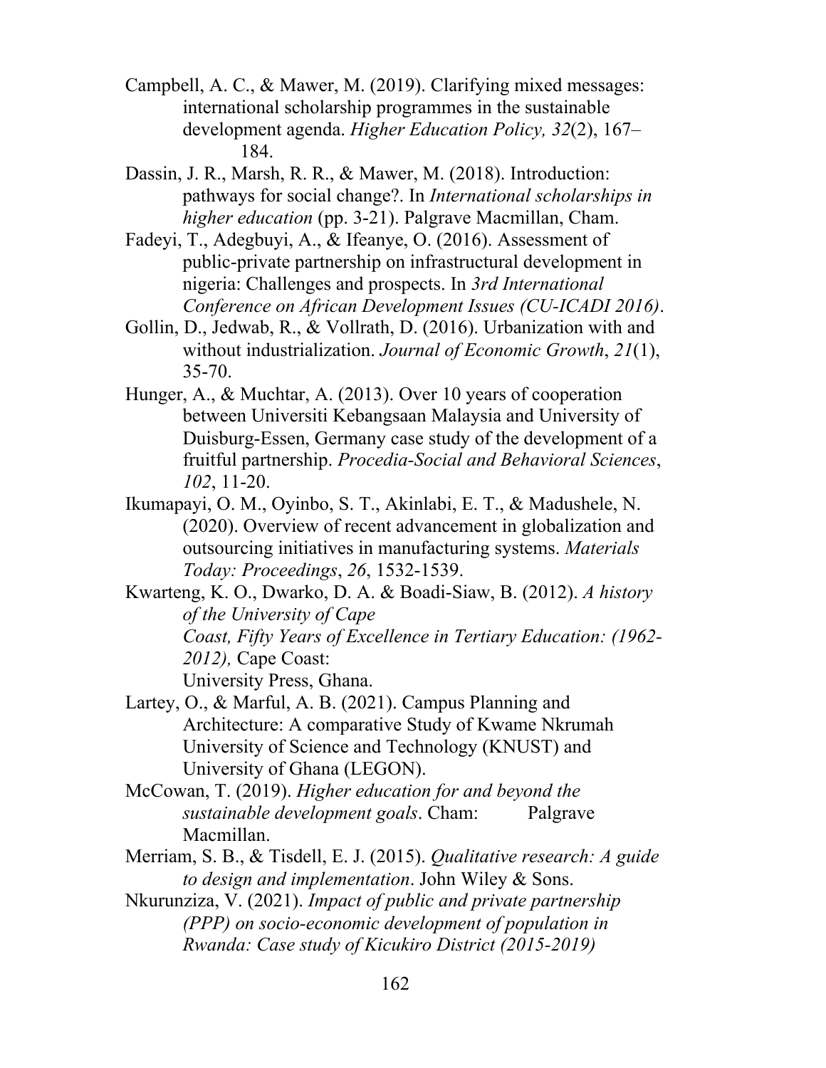Campbell, A. C., & Mawer, M. (2019). Clarifying mixed messages: international scholarship programmes in the sustainable development agenda. *Higher Education Policy, 32*(2), 167–184.

Dassin, J. R., Marsh, R. R., & Mawer, M. (2018). Introduction: pathways for social change?. In *International scholarships in higher education* (pp. 3-21). Palgrave Macmillan, Cham.

Fadeyi, T., Adegbuyi, A., & Ifeanye, O. (2016). Assessment of public-private partnership on infrastructural development in nigeria: Challenges and prospects. In *3rd International Conference on African Development Issues (CU-ICADI 2016)*.

Gollin, D., Jedwab, R., & Vollrath, D. (2016). Urbanization with and without industrialization. *Journal of Economic Growth*, *21*(1), 35-70.

Hunger, A., & Muchtar, A. (2013). Over 10 years of cooperation between Universiti Kebangsaan Malaysia and University of Duisburg-Essen, Germany case study of the development of a fruitful partnership. *Procedia-Social and Behavioral Sciences*, *102*, 11-20.

Ikumapayi, O. M., Oyinbo, S. T., Akinlabi, E. T., & Madushele, N. (2020). Overview of recent advancement in globalization and outsourcing initiatives in manufacturing systems. *Materials Today: Proceedings*, *26*, 1532-1539.

Kwarteng, K. O., Dwarko, D. A. & Boadi-Siaw, B. (2012). *A history of the University of Cape Coast, Fifty Years of Excellence in Tertiary Education: (1962-2012),* Cape Coast: University Press, Ghana.

Lartey, O., & Marful, A. B. (2021). Campus Planning and Architecture: A comparative Study of Kwame Nkrumah University of Science and Technology (KNUST) and University of Ghana (LEGON).

McCowan, T. (2019). *Higher education for and beyond the sustainable development goals*. Cham: Palgrave Macmillan.

Merriam, S. B., & Tisdell, E. J. (2015). *Qualitative research: A guide to design and implementation*. John Wiley & Sons.

Nkurunziza, V. (2021). *Impact of public and private partnership (PPP) on socio-economic development of population in Rwanda: Case study of Kicukiro District (2015-2019)*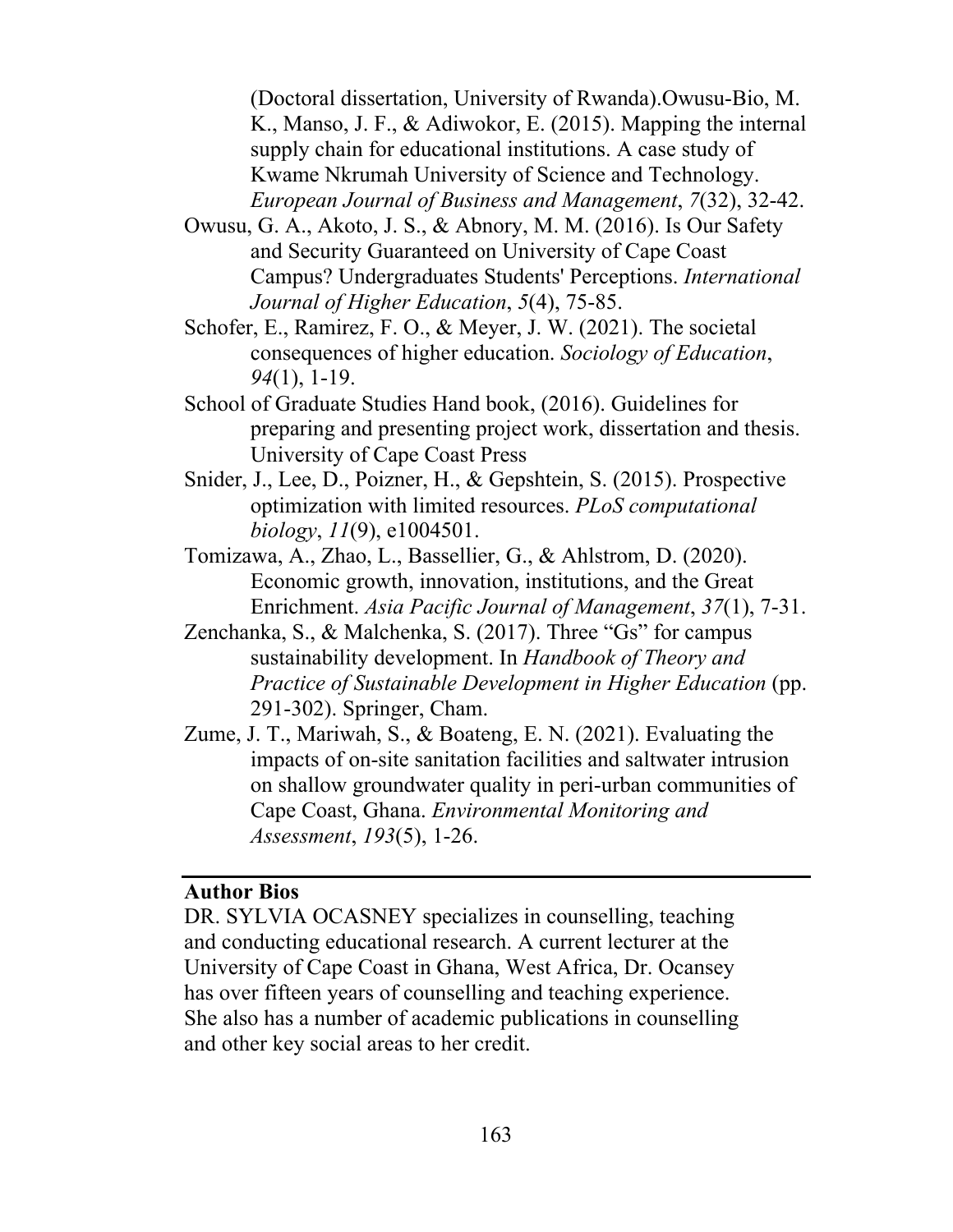(Doctoral dissertation, University of Rwanda).Owusu-Bio, M. K., Manso, J. F., & Adiwokor, E. (2015). Mapping the internal supply chain for educational institutions. A case study of Kwame Nkrumah University of Science and Technology. *European Journal of Business and Management*, *7*(32), 32-42.

Owusu, G. A., Akoto, J. S., & Abnory, M. M. (2016). Is Our Safety and Security Guaranteed on University of Cape Coast Campus? Undergraduates Students' Perceptions. *International Journal of Higher Education*, *5*(4), 75-85.

Schofer, E., Ramirez, F. O., & Meyer, J. W. (2021). The societal consequences of higher education. *Sociology of Education*, *94*(1), 1-19.

School of Graduate Studies Hand book, (2016). Guidelines for preparing and presenting project work, dissertation and thesis. University of Cape Coast Press

Snider, J., Lee, D., Poizner, H., & Gepshtein, S. (2015). Prospective optimization with limited resources. *PLoS computational biology*, *11*(9), e1004501.

Tomizawa, A., Zhao, L., Bassellier, G., & Ahlstrom, D. (2020). Economic growth, innovation, institutions, and the Great Enrichment. *Asia Pacific Journal of Management*, *37*(1), 7-31.

Zenchanka, S., & Malchenka, S. (2017). Three "Gs" for campus sustainability development. In *Handbook of Theory and Practice of Sustainable Development in Higher Education* (pp. 291-302). Springer, Cham.

Zume, J. T., Mariwah, S., & Boateng, E. N. (2021). Evaluating the impacts of on-site sanitation facilities and saltwater intrusion on shallow groundwater quality in peri-urban communities of Cape Coast, Ghana. *Environmental Monitoring and Assessment*, *193*(5), 1-26.

---

**Author Bios**

DR. SYLVIA OCASNEY specializes in counselling, teaching and conducting educational research. A current lecturer at the University of Cape Coast in Ghana, West Africa, Dr. Ocansey has over fifteen years of counselling and teaching experience. She also has a number of academic publications in counselling and other key social areas to her credit.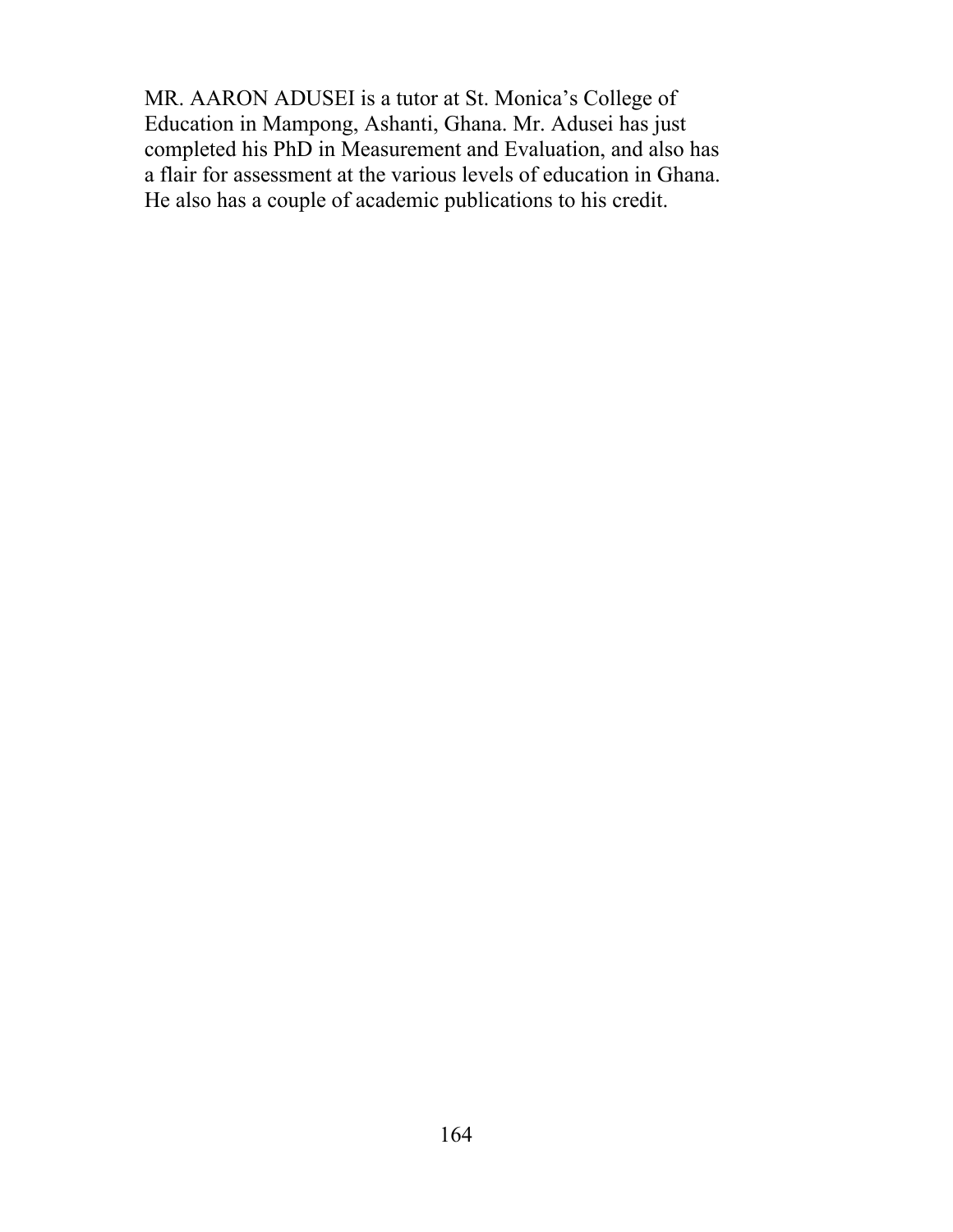MR. AARON ADUSEI is a tutor at St. Monica’s College of Education in Mampong, Ashanti, Ghana. Mr. Adusei has just completed his PhD in Measurement and Evaluation, and also has a flair for assessment at the various levels of education in Ghana. He also has a couple of academic publications to his credit.